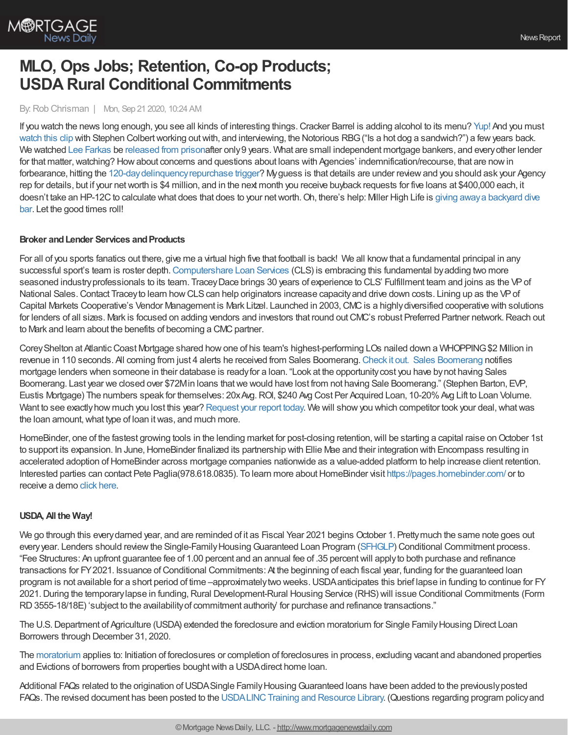# MLO, Ops Jobs; Retention, Co-op Products; USDA Rural Conditional Commitments

By: Rob Chrisman | Mon, Sep 21 2020, 10:24 AM

If you watch the news long enough, you see all kinds of interesting things. Cracker Barrel is adding alcohol to its menu? Yup! And you must watch this clip with Stephen Colbert working out with, and interviewing, the Notorious RBG ("Is a hot dog a sandwich?") a few years back. We watched Lee Farkas be released from prisonafter only 9 years. What are small independent mortgage bankers, and every other lender for that matter, watching? How about concerns and questions about loans with Agencies' indemnification/recourse, that are now in forbearance, hitting the 120-day delinquency repurchase trigger? My guess is that details are under review and you should ask your Agency rep for details, but if your net worth is $4 million, and in the next month you receive buyback requests for five loans at $400,000 each, it doesn't take an HP-12C to calculate what does that does to your net worth. Oh, there's help: Miller High Life is giving away a backyard dive bar. Let the good times roll!

**Broker and Lender Services and Products**

For all of you sports fanatics out there, give me a virtual high five that football is back! We all know that a fundamental principal in any successful sport's team is roster depth. Computershare Loan Services (CLS) is embracing this fundamental by adding two more seasoned industry professionals to its team. Tracey Dace brings 30 years of experience to CLS' Fulfillment team and joins as the VP of National Sales. Contact Tracey to learn how CLS can help originators increase capacity and drive down costs. Lining up as the VP of Capital Markets Cooperative's Vendor Management is Mark Litzel. Launched in 2003, CMC is a highly diversified cooperative with solutions for lenders of all sizes. Mark is focused on adding vendors and investors that round out CMC's robust Preferred Partner network. Reach out to Mark and learn about the benefits of becoming a CMC partner.

Corey Shelton at Atlantic Coast Mortgage shared how one of his team's highest-performing LOs nailed down a WHOPPING $2 Million in revenue in 110 seconds. All coming from just 4 alerts he received from Sales Boomerang. Check it out. Sales Boomerang notifies mortgage lenders when someone in their database is ready for a loan. "Look at the opportunity cost you have by not having Sales Boomerang. Last year we closed over $72M in loans that we would have lost from not having Sale Boomerang." (Stephen Barton, EVP, Eustis Mortgage) The numbers speak for themselves: 20x Avg. ROI, $240 Avg Cost Per Acquired Loan, 10-20% Avg Lift to Loan Volume. Want to see exactly how much you lost this year? Request your report today. We will show you which competitor took your deal, what was the loan amount, what type of loan it was, and much more.

HomeBinder, one of the fastest growing tools in the lending market for post-closing retention, will be starting a capital raise on October 1st to support its expansion. In June, HomeBinder finalized its partnership with Ellie Mae and their integration with Encompass resulting in accelerated adoption of HomeBinder across mortgage companies nationwide as a value-added platform to help increase client retention. Interested parties can contact Pete Paglia(978.618.0835). To learn more about HomeBinder visit https://pages.homebinder.com/ or to receive a demo click here.

**USDA, All the Way!**

We go through this every darned year, and are reminded of it as Fiscal Year 2021 begins October 1. Pretty much the same note goes out every year. Lenders should review the Single-Family Housing Guaranteed Loan Program (SFHGLP) Conditional Commitment process. "Fee Structures: An upfront guarantee fee of 1.00 percent and an annual fee of .35 percent will apply to both purchase and refinance transactions for FY 2021. Issuance of Conditional Commitments: At the beginning of each fiscal year, funding for the guaranteed loan program is not available for a short period of time –approximately two weeks. USDA anticipates this brief lapse in funding to continue for FY 2021. During the temporary lapse in funding, Rural Development-Rural Housing Service (RHS) will issue Conditional Commitments (Form RD 3555-18/18E) 'subject to the availability of commitment authority' for purchase and refinance transactions."

The U.S. Department of Agriculture (USDA) extended the foreclosure and eviction moratorium for Single Family Housing Direct Loan Borrowers through December 31, 2020.

The moratorium applies to: Initiation of foreclosures or completion of foreclosures in process, excluding vacant and abandoned properties and Evictions of borrowers from properties bought with a USDA direct home loan.

Additional FAQs related to the origination of USDA Single Family Housing Guaranteed loans have been added to the previously posted FAQs. The revised document has been posted to the USDA LINC Training and Resource Library. (Questions regarding program policy and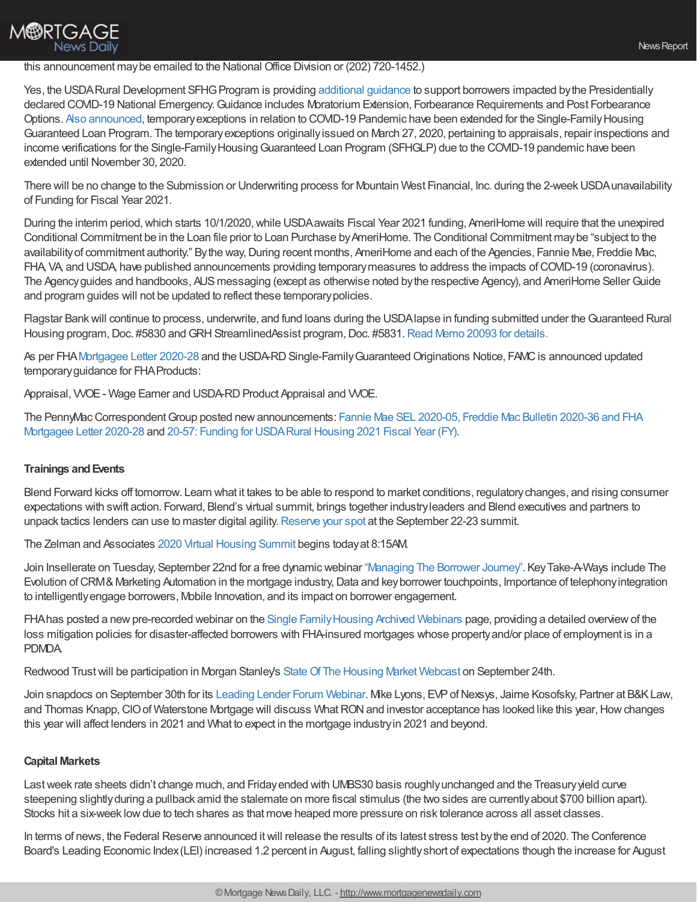this announcement may be emailed to the National Office Division or (202) 720-1452.)

Yes, the USDA Rural Development SFHG Program is providing additional guidance to support borrowers impacted by the Presidentially declared COVID-19 National Emergency. Guidance includes Moratorium Extension, Forbearance Requirements and Post Forbearance Options. Also announced, temporary exceptions in relation to COVID-19 Pandemic have been extended for the Single-Family Housing Guaranteed Loan Program. The temporary exceptions originally issued on March 27, 2020, pertaining to appraisals, repair inspections and income verifications for the Single-Family Housing Guaranteed Loan Program (SFHGLP) due to the COVID-19 pandemic have been extended until November 30, 2020.

There will be no change to the Submission or Underwriting process for Mountain West Financial, Inc. during the 2-week USDA unavailability of Funding for Fiscal Year 2021.

During the interim period, which starts 10/1/2020, while USDA awaits Fiscal Year 2021 funding, AmeriHome will require that the unexpired Conditional Commitment be in the Loan file prior to Loan Purchase by AmeriHome. The Conditional Commitment may be "subject to the availability of commitment authority." By the way, During recent months, AmeriHome and each of the Agencies, Fannie Mae, Freddie Mac, FHA, VA, and USDA, have published announcements providing temporary measures to address the impacts of COVID-19 (coronavirus). The Agency guides and handbooks, AUS messaging (except as otherwise noted by the respective Agency), and AmeriHome Seller Guide and program guides will not be updated to reflect these temporary policies.

Flagstar Bank will continue to process, underwrite, and fund loans during the USDA lapse in funding submitted under the Guaranteed Rural Housing program, Doc. #5830 and GRH StreamlinedAssist program, Doc. #5831. Read Memo 20093 for details.

As per FHA Mortgagee Letter 2020-28 and the USDA-RD Single-Family Guaranteed Originations Notice, FAMC is announced updated temporary guidance for FHA Products:

Appraisal, WOE - Wage Earner and USDA-RD Product Appraisal and WOE.

The PennyMac Correspondent Group posted new announcements: Fannie Mae SEL 2020-05, Freddie Mac Bulletin 2020-36 and FHA Mortgagee Letter 2020-28 and 20-57: Funding for USDA Rural Housing 2021 Fiscal Year (FY).

**Trainings and Events**

Blend Forward kicks off tomorrow. Learn what it takes to be able to respond to market conditions, regulatory changes, and rising consumer expectations with swift action. Forward, Blend's virtual summit, brings together industry leaders and Blend executives and partners to unpack tactics lenders can use to master digital agility. Reserve your spot at the September 22-23 summit.

The Zelman and Associates 2020 Virtual Housing Summit begins today at 8:15AM.

Join Insellerate on Tuesday, September 22nd for a free dynamic webinar "Managing The Borrower Journey". Key Take-A-Ways include The Evolution of CRM & Marketing Automation in the mortgage industry, Data and key borrower touchpoints, Importance of telephony integration to intelligently engage borrowers, Mobile Innovation, and its impact on borrower engagement.

FHA has posted a new pre-recorded webinar on the Single Family Housing Archived Webinars page, providing a detailed overview of the loss mitigation policies for disaster-affected borrowers with FHA-insured mortgages whose property and/or place of employment is in a PDMDA.

Redwood Trust will be participation in Morgan Stanley's State Of The Housing Market Webcast on September 24th.

Join snapdocs on September 30th for its Leading Lender Forum Webinar. Mike Lyons, EVP of Nexsys, Jaime Kosofsky, Partner at B&K Law, and Thomas Knapp, CIO of Waterstone Mortgage will discuss What RON and investor acceptance has looked like this year, How changes this year will affect lenders in 2021 and What to expect in the mortgage industry in 2021 and beyond.

**Capital Markets**

Last week rate sheets didn't change much, and Friday ended with UMBS30 basis roughly unchanged and the Treasury yield curve steepening slightly during a pullback amid the stalemate on more fiscal stimulus (the two sides are currently about $700 billion apart). Stocks hit a six-week low due to tech shares as that move heaped more pressure on risk tolerance across all asset classes.

In terms of news, the Federal Reserve announced it will release the results of its latest stress test by the end of 2020. The Conference Board's Leading Economic Index (LEI) increased 1.2 percent in August, falling slightly short of expectations though the increase for August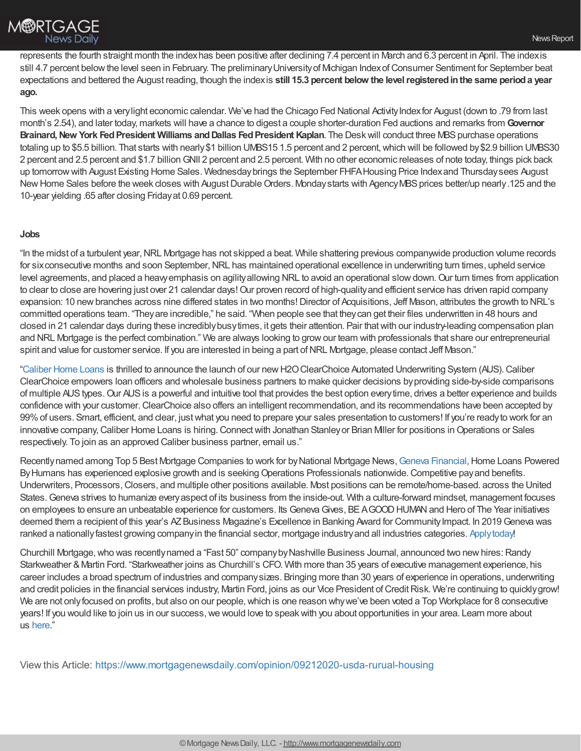represents the fourth straight month the index has been positive after declining 7.4 percent in March and 6.3 percent in April. The index is still 4.7 percent below the level seen in February. The preliminary University of Michigan Index of Consumer Sentiment for September beat expectations and bettered the August reading, though the index is **still 15.3 percent below the level registered in the same period a year ago.**

This week opens with a very light economic calendar. We've had the Chicago Fed National Activity Index for August (down to .79 from last month's 2.54), and later today, markets will have a chance to digest a couple shorter-duration Fed auctions and remarks from **Governor Brainard, New York Fed President Williams and Dallas Fed President Kaplan**. The Desk will conduct three MBS purchase operations totaling up to $5.5 billion. That starts with nearly $1 billion UMBS15 1.5 percent and 2 percent, which will be followed by $2.9 billion UMBS30 2 percent and 2.5 percent and $1.7 billion GNII 2 percent and 2.5 percent. With no other economic releases of note today, things pick back up tomorrow with August Existing Home Sales. Wednesday brings the September FHFA Housing Price Index and Thursday sees August New Home Sales before the week closes with August Durable Orders. Monday starts with Agency MBS prices better/up nearly .125 and the 10-year yielding .65 after closing Friday at 0.69 percent.

**Jobs**

"In the midst of a turbulent year, NRL Mortgage has not skipped a beat. While shattering previous companywide production volume records for six consecutive months and soon September, NRL has maintained operational excellence in underwriting turn times, upheld service level agreements, and placed a heavy emphasis on agility allowing NRL to avoid an operational slow down. Our turn times from application to clear to close are hovering just over 21 calendar days! Our proven record of high-quality and efficient service has driven rapid company expansion: 10 new branches across nine differed states in two months! Director of Acquisitions, Jeff Mason, attributes the growth to NRL's committed operations team. "They are incredible," he said. "When people see that they can get their files underwritten in 48 hours and closed in 21 calendar days during these incredibly busy times, it gets their attention. Pair that with our industry-leading compensation plan and NRL Mortgage is the perfect combination." We are always looking to grow our team with professionals that share our entrepreneurial spirit and value for customer service. If you are interested in being a part of NRL Mortgage, please contact Jeff Mason."

"Caliber Home Loans is thrilled to announce the launch of our new H2O ClearChoice Automated Underwriting System (AUS). Caliber ClearChoice empowers loan officers and wholesale business partners to make quicker decisions by providing side-by-side comparisons of multiple AUS types. Our AUS is a powerful and intuitive tool that provides the best option every time, drives a better experience and builds confidence with your customer. ClearChoice also offers an intelligent recommendation, and its recommendations have been accepted by 99% of users. Smart, efficient, and clear, just what you need to prepare your sales presentation to customers! If you're ready to work for an innovative company, Caliber Home Loans is hiring. Connect with Jonathan Stanley or Brian Miller for positions in Operations or Sales respectively. To join as an approved Caliber business partner, email us."

Recently named among Top 5 Best Mortgage Companies to work for by National Mortgage News, Geneva Financial, Home Loans Powered By Humans has experienced explosive growth and is seeking Operations Professionals nationwide. Competitive pay and benefits. Underwriters, Processors, Closers, and multiple other positions available. Most positions can be remote/home-based. across the United States. Geneva strives to humanize every aspect of its business from the inside-out. With a culture-forward mindset, management focuses on employees to ensure an unbeatable experience for customers. Its Geneva Gives, BE A GOOD HUMAN and Hero of The Year initiatives deemed them a recipient of this year's AZ Business Magazine's Excellence in Banking Award for Community Impact. In 2019 Geneva was ranked a nationally fastest growing company in the financial sector, mortgage industry and all industries categories. Apply today!

Churchill Mortgage, who was recently named a "Fast 50" company by Nashville Business Journal, announced two new hires: Randy Starkweather & Martin Ford. "Starkweather joins as Churchill's CFO. With more than 35 years of executive management experience, his career includes a broad spectrum of industries and company sizes. Bringing more than 30 years of experience in operations, underwriting and credit policies in the financial services industry, Martin Ford, joins as our Vice President of Credit Risk. We're continuing to quickly grow! We are not only focused on profits, but also on our people, which is one reason why we've been voted a Top Workplace for 8 consecutive years! If you would like to join us in our success, we would love to speak with you about opportunities in your area. Learn more about us here."

View this Article: https://www.mortgagenewsdaily.com/opinion/09212020-usda-rurual-housing